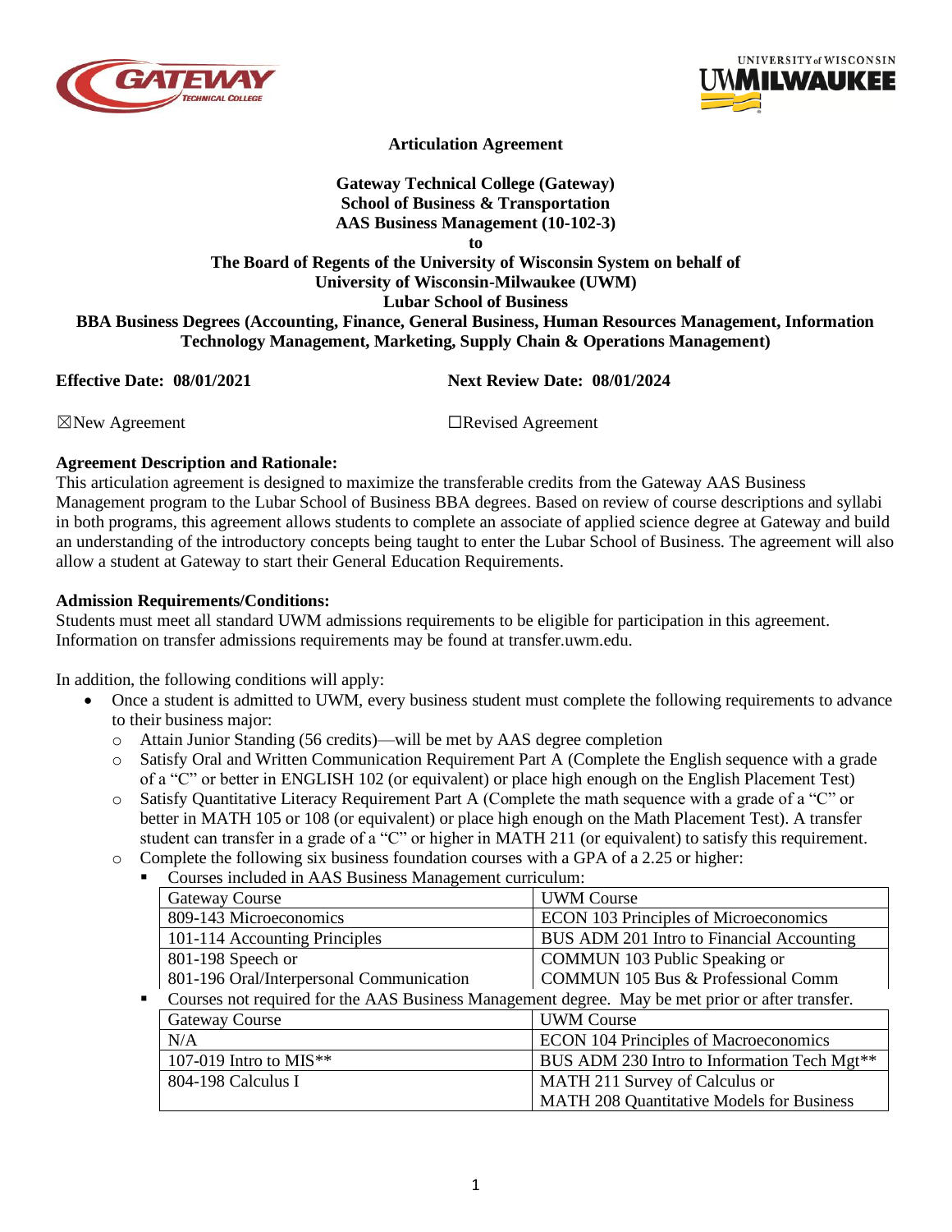**Articulation Agreement**

**Gateway Technical College (Gateway)**
**School of Business & Transportation**
**AAS Business Management (10-102-3)**
**to**
**The Board of Regents of the University of Wisconsin System on behalf of**
**University of Wisconsin-Milwaukee (UWM)**
**Lubar School of Business**
**BBA Business Degrees (Accounting, Finance, General Business, Human Resources Management, Information Technology Management, Marketing, Supply Chain & Operations Management)**

**Effective Date: 08/01/2021** **Next Review Date: 08/01/2024**

☒New Agreement ☐Revised Agreement

**Agreement Description and Rationale:**
This articulation agreement is designed to maximize the transferable credits from the Gateway AAS Business Management program to the Lubar School of Business BBA degrees. Based on review of course descriptions and syllabi in both programs, this agreement allows students to complete an associate of applied science degree at Gateway and build an understanding of the introductory concepts being taught to enter the Lubar School of Business. The agreement will also allow a student at Gateway to start their General Education Requirements.

**Admission Requirements/Conditions:**
Students must meet all standard UWM admissions requirements to be eligible for participation in this agreement. Information on transfer admissions requirements may be found at transfer.uwm.edu.

In addition, the following conditions will apply:

- Once a student is admitted to UWM, every business student must complete the following requirements to advance to their business major:
  - Attain Junior Standing (56 credits)—will be met by AAS degree completion
  - Satisfy Oral and Written Communication Requirement Part A (Complete the English sequence with a grade of a "C" or better in ENGLISH 102 (or equivalent) or place high enough on the English Placement Test)
  - Satisfy Quantitative Literacy Requirement Part A (Complete the math sequence with a grade of a "C" or better in MATH 105 or 108 (or equivalent) or place high enough on the Math Placement Test). A transfer student can transfer in a grade of a "C" or higher in MATH 211 (or equivalent) to satisfy this requirement.
  - Complete the following six business foundation courses with a GPA of a 2.25 or higher:
    - Courses included in AAS Business Management curriculum:

| Gateway Course | UWM Course |
|---|---|
| 809-143 Microeconomics | ECON 103 Principles of Microeconomics |
| 101-114 Accounting Principles | BUS ADM 201 Intro to Financial Accounting |
| 801-198 Speech or<br>801-196 Oral/Interpersonal Communication | COMMUN 103 Public Speaking or<br>COMMUN 105 Bus & Professional Comm |

    - Courses not required for the AAS Business Management degree. May be met prior or after transfer.

| Gateway Course | UWM Course |
|---|---|
| N/A | ECON 104 Principles of Macroeconomics |
| 107-019 Intro to MIS** | BUS ADM 230 Intro to Information Tech Mgt** |
| 804-198 Calculus I | MATH 211 Survey of Calculus or<br>MATH 208 Quantitative Models for Business |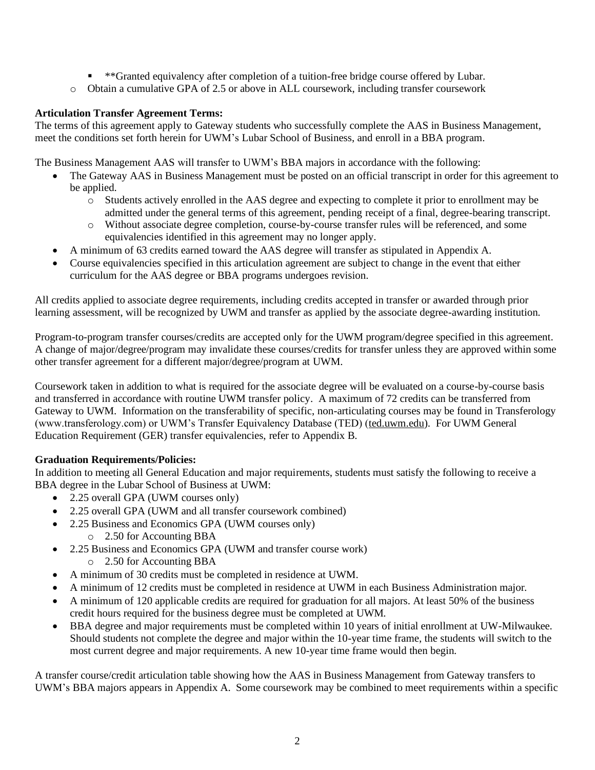- **Granted equivalency after completion of a tuition-free bridge course offered by Lubar.
  - Obtain a cumulative GPA of 2.5 or above in ALL coursework, including transfer coursework

**Articulation Transfer Agreement Terms:**
The terms of this agreement apply to Gateway students who successfully complete the AAS in Business Management, meet the conditions set forth herein for UWM's Lubar School of Business, and enroll in a BBA program.

The Business Management AAS will transfer to UWM's BBA majors in accordance with the following:

- The Gateway AAS in Business Management must be posted on an official transcript in order for this agreement to be applied.
  - Students actively enrolled in the AAS degree and expecting to complete it prior to enrollment may be admitted under the general terms of this agreement, pending receipt of a final, degree-bearing transcript.
  - Without associate degree completion, course-by-course transfer rules will be referenced, and some equivalencies identified in this agreement may no longer apply.
- A minimum of 63 credits earned toward the AAS degree will transfer as stipulated in Appendix A.
- Course equivalencies specified in this articulation agreement are subject to change in the event that either curriculum for the AAS degree or BBA programs undergoes revision.

All credits applied to associate degree requirements, including credits accepted in transfer or awarded through prior learning assessment, will be recognized by UWM and transfer as applied by the associate degree-awarding institution.

Program-to-program transfer courses/credits are accepted only for the UWM program/degree specified in this agreement. A change of major/degree/program may invalidate these courses/credits for transfer unless they are approved within some other transfer agreement for a different major/degree/program at UWM.

Coursework taken in addition to what is required for the associate degree will be evaluated on a course-by-course basis and transferred in accordance with routine UWM transfer policy. A maximum of 72 credits can be transferred from Gateway to UWM. Information on the transferability of specific, non-articulating courses may be found in Transferology (www.transferology.com) or UWM's Transfer Equivalency Database (TED) (ted.uwm.edu). For UWM General Education Requirement (GER) transfer equivalencies, refer to Appendix B.

**Graduation Requirements/Policies:**
In addition to meeting all General Education and major requirements, students must satisfy the following to receive a BBA degree in the Lubar School of Business at UWM:

- 2.25 overall GPA (UWM courses only)
- 2.25 overall GPA (UWM and all transfer coursework combined)
- 2.25 Business and Economics GPA (UWM courses only)
  - 2.50 for Accounting BBA
- 2.25 Business and Economics GPA (UWM and transfer course work)
  - 2.50 for Accounting BBA
- A minimum of 30 credits must be completed in residence at UWM.
- A minimum of 12 credits must be completed in residence at UWM in each Business Administration major.
- A minimum of 120 applicable credits are required for graduation for all majors. At least 50% of the business credit hours required for the business degree must be completed at UWM.
- BBA degree and major requirements must be completed within 10 years of initial enrollment at UW-Milwaukee. Should students not complete the degree and major within the 10-year time frame, the students will switch to the most current degree and major requirements. A new 10-year time frame would then begin.

A transfer course/credit articulation table showing how the AAS in Business Management from Gateway transfers to UWM's BBA majors appears in Appendix A. Some coursework may be combined to meet requirements within a specific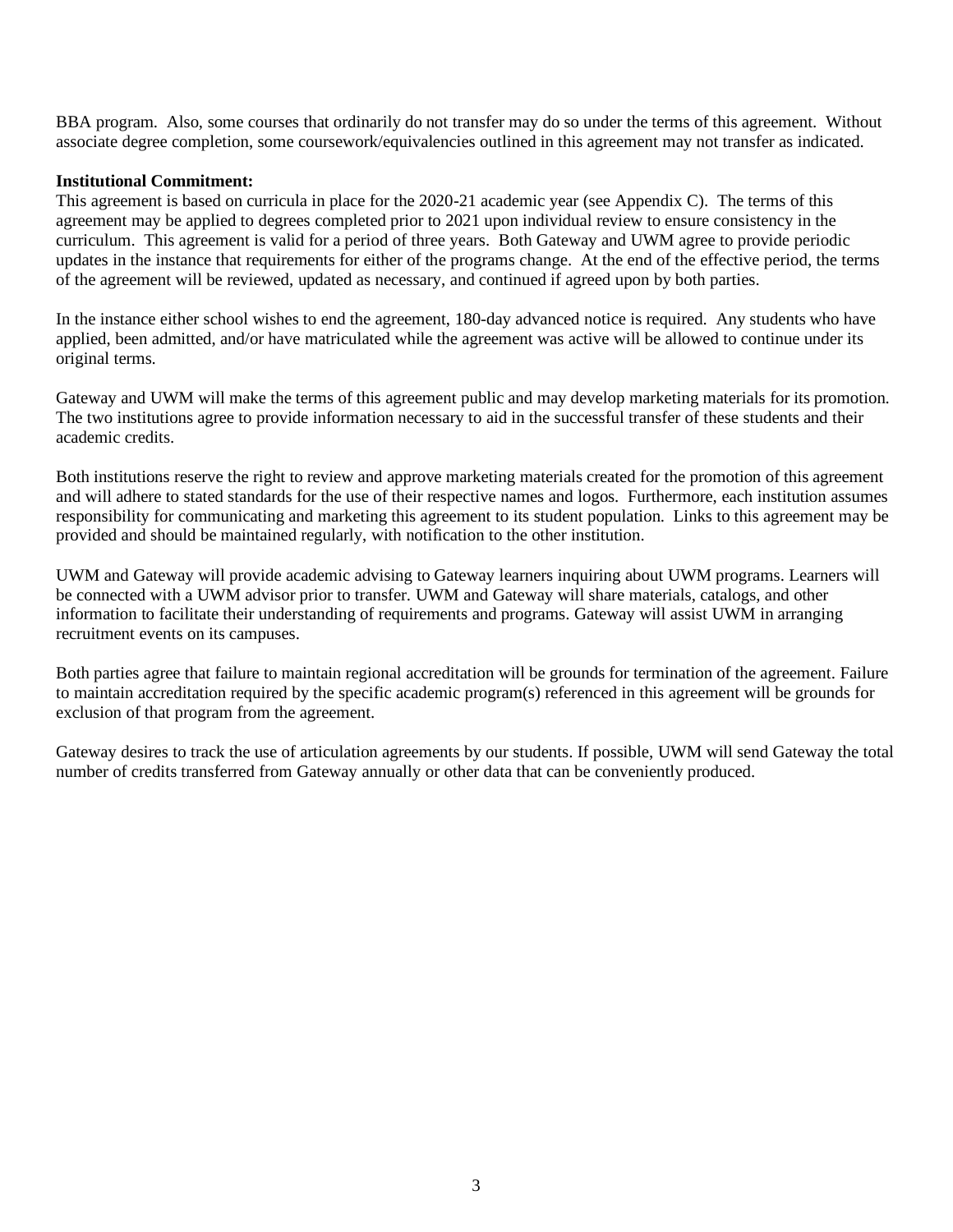BBA program. Also, some courses that ordinarily do not transfer may do so under the terms of this agreement. Without associate degree completion, some coursework/equivalencies outlined in this agreement may not transfer as indicated.

**Institutional Commitment:**

This agreement is based on curricula in place for the 2020-21 academic year (see Appendix C). The terms of this agreement may be applied to degrees completed prior to 2021 upon individual review to ensure consistency in the curriculum. This agreement is valid for a period of three years. Both Gateway and UWM agree to provide periodic updates in the instance that requirements for either of the programs change. At the end of the effective period, the terms of the agreement will be reviewed, updated as necessary, and continued if agreed upon by both parties.

In the instance either school wishes to end the agreement, 180-day advanced notice is required. Any students who have applied, been admitted, and/or have matriculated while the agreement was active will be allowed to continue under its original terms.

Gateway and UWM will make the terms of this agreement public and may develop marketing materials for its promotion. The two institutions agree to provide information necessary to aid in the successful transfer of these students and their academic credits.

Both institutions reserve the right to review and approve marketing materials created for the promotion of this agreement and will adhere to stated standards for the use of their respective names and logos. Furthermore, each institution assumes responsibility for communicating and marketing this agreement to its student population. Links to this agreement may be provided and should be maintained regularly, with notification to the other institution.

UWM and Gateway will provide academic advising to Gateway learners inquiring about UWM programs. Learners will be connected with a UWM advisor prior to transfer. UWM and Gateway will share materials, catalogs, and other information to facilitate their understanding of requirements and programs. Gateway will assist UWM in arranging recruitment events on its campuses.

Both parties agree that failure to maintain regional accreditation will be grounds for termination of the agreement. Failure to maintain accreditation required by the specific academic program(s) referenced in this agreement will be grounds for exclusion of that program from the agreement.

Gateway desires to track the use of articulation agreements by our students. If possible, UWM will send Gateway the total number of credits transferred from Gateway annually or other data that can be conveniently produced.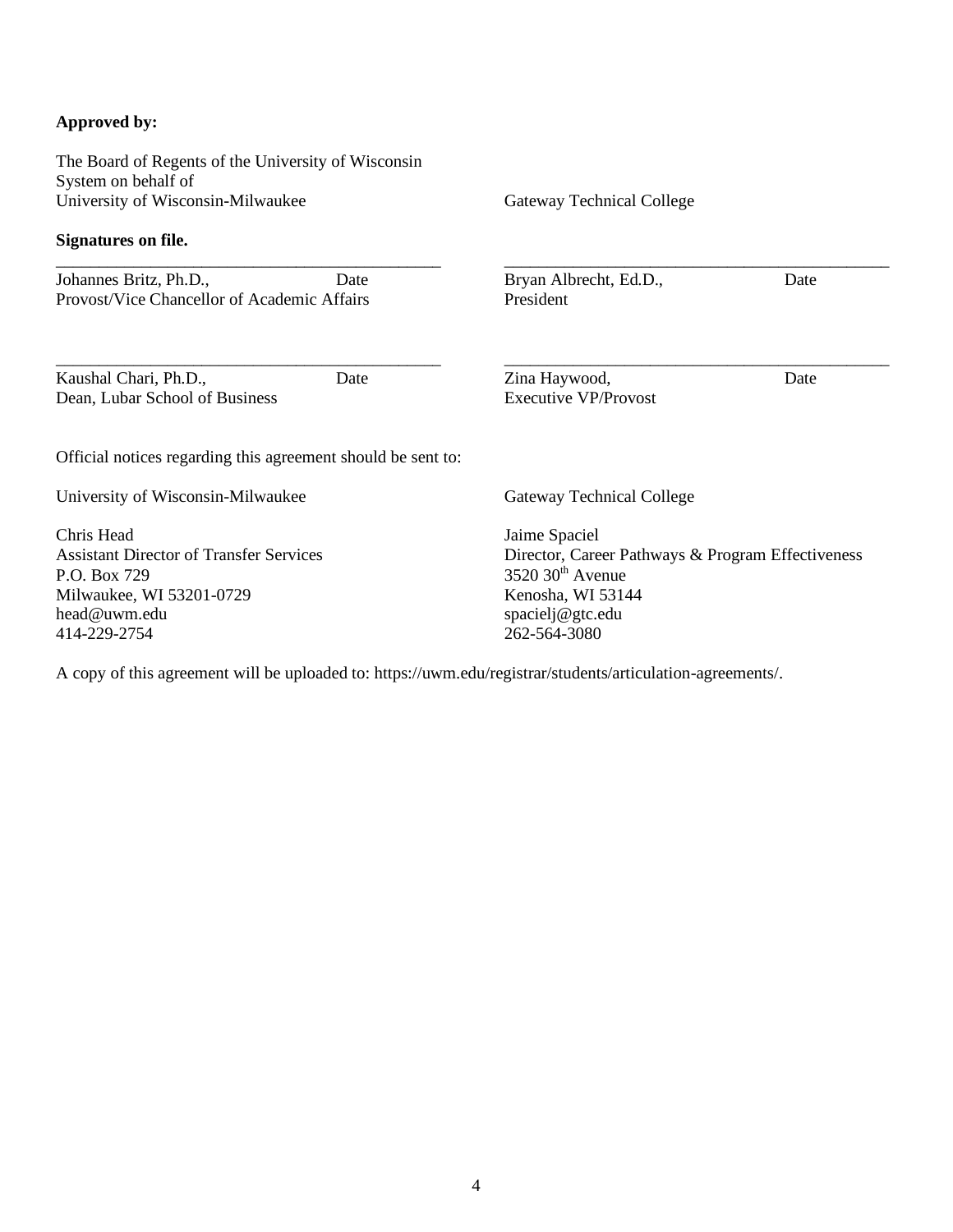**Approved by:**

The Board of Regents of the University of Wisconsin System on behalf of
University of Wisconsin-Milwaukee

**Signatures on file.**

_____________________________________________
Johannes Britz, Ph.D., Date
Provost/Vice Chancellor of Academic Affairs

_____________________________________________
Kaushal Chari, Ph.D., Date
Dean, Lubar School of Business

Gateway Technical College

_____________________________________________
Bryan Albrecht, Ed.D., Date
President

_____________________________________________
Zina Haywood, Date
Executive VP/Provost

Official notices regarding this agreement should be sent to:

University of Wisconsin-Milwaukee

Chris Head
Assistant Director of Transfer Services
P.O. Box 729
Milwaukee, WI 53201-0729
head@uwm.edu
414-229-2754

Gateway Technical College

Jaime Spaciel
Director, Career Pathways & Program Effectiveness
3520 30th Avenue
Kenosha, WI 53144
spacielj@gtc.edu
262-564-3080

A copy of this agreement will be uploaded to: https://uwm.edu/registrar/students/articulation-agreements/.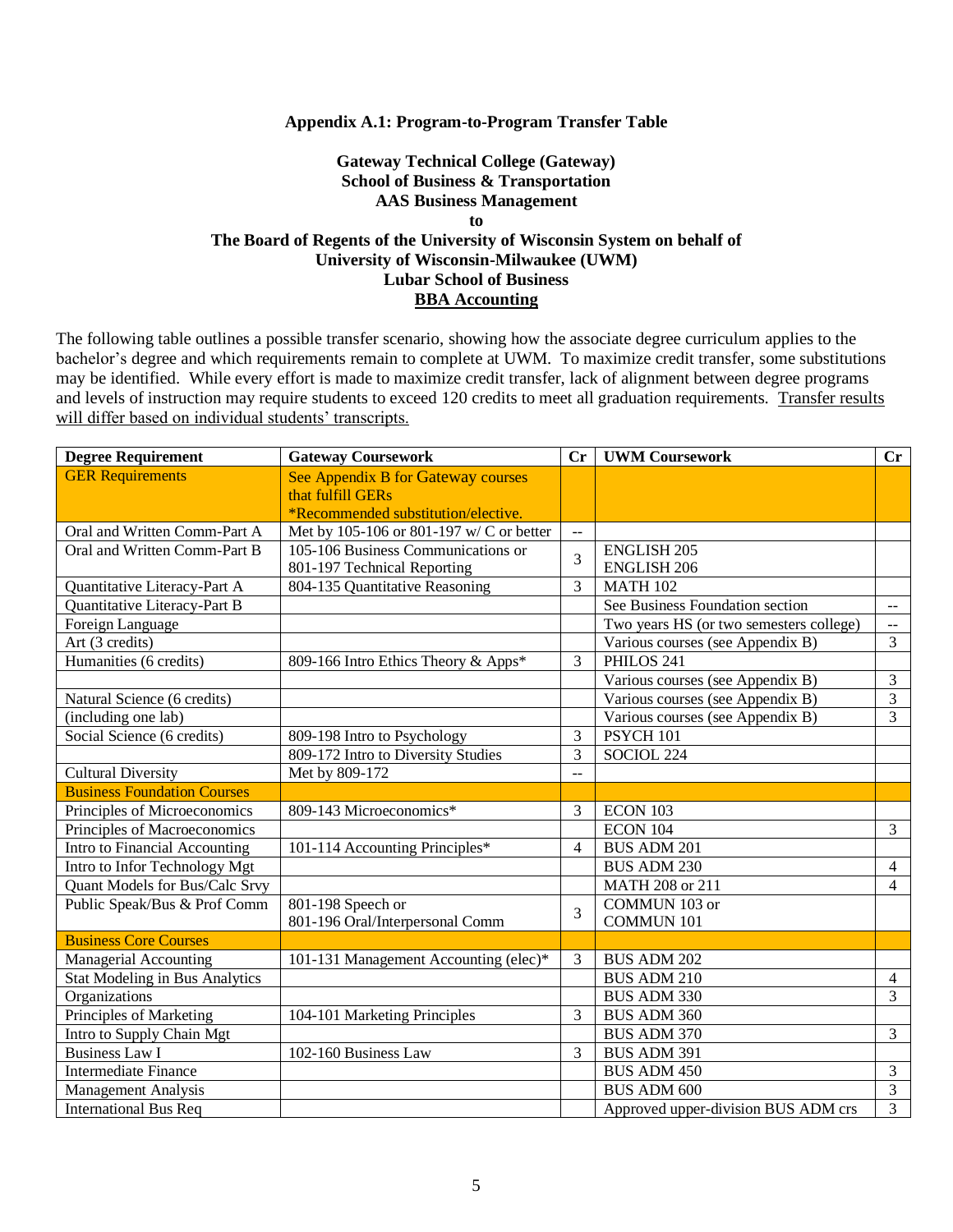**Appendix A.1: Program-to-Program Transfer Table**

**Gateway Technical College (Gateway)**
**School of Business & Transportation**
**AAS Business Management**
**to**
**The Board of Regents of the University of Wisconsin System on behalf of**
**University of Wisconsin-Milwaukee (UWM)**
**Lubar School of Business**
**BBA Accounting**

The following table outlines a possible transfer scenario, showing how the associate degree curriculum applies to the bachelor's degree and which requirements remain to complete at UWM. To maximize credit transfer, some substitutions may be identified. While every effort is made to maximize credit transfer, lack of alignment between degree programs and levels of instruction may require students to exceed 120 credits to meet all graduation requirements. Transfer results will differ based on individual students' transcripts.

| Degree Requirement | Gateway Coursework | Cr | UWM Coursework | Cr |
|---|---|---|---|---|
| GER Requirements | See Appendix B for Gateway courses that fulfill GERs *Recommended substitution/elective. | | | |
| Oral and Written Comm-Part A | Met by 105-106 or 801-197 w/ C or better | -- | | |
| Oral and Written Comm-Part B | 105-106 Business Communications or 801-197 Technical Reporting | 3 | ENGLISH 205 ENGLISH 206 | |
| Quantitative Literacy-Part A | 804-135 Quantitative Reasoning | 3 | MATH 102 | |
| Quantitative Literacy-Part B | | | See Business Foundation section | -- |
| Foreign Language | | | Two years HS (or two semesters college) | -- |
| Art (3 credits) | | | Various courses (see Appendix B) | 3 |
| Humanities (6 credits) | 809-166 Intro Ethics Theory & Apps* | 3 | PHILOS 241 | |
| | | | Various courses (see Appendix B) | 3 |
| Natural Science (6 credits) | | | Various courses (see Appendix B) | 3 |
| (including one lab) | | | Various courses (see Appendix B) | 3 |
| Social Science (6 credits) | 809-198 Intro to Psychology | 3 | PSYCH 101 | |
| | 809-172 Intro to Diversity Studies | 3 | SOCIOL 224 | |
| Cultural Diversity | Met by 809-172 | -- | | |
| Business Foundation Courses | | | | |
| Principles of Microeconomics | 809-143 Microeconomics* | 3 | ECON 103 | |
| Principles of Macroeconomics | | | ECON 104 | 3 |
| Intro to Financial Accounting | 101-114 Accounting Principles* | 4 | BUS ADM 201 | |
| Intro to Infor Technology Mgt | | | BUS ADM 230 | 4 |
| Quant Models for Bus/Calc Srvy | | | MATH 208 or 211 | 4 |
| Public Speak/Bus & Prof Comm | 801-198 Speech or 801-196 Oral/Interpersonal Comm | 3 | COMMUN 103 or COMMUN 101 | |
| Business Core Courses | | | | |
| Managerial Accounting | 101-131 Management Accounting (elec)* | 3 | BUS ADM 202 | |
| Stat Modeling in Bus Analytics | | | BUS ADM 210 | 4 |
| Organizations | | | BUS ADM 330 | 3 |
| Principles of Marketing | 104-101 Marketing Principles | 3 | BUS ADM 360 | |
| Intro to Supply Chain Mgt | | | BUS ADM 370 | 3 |
| Business Law I | 102-160 Business Law | 3 | BUS ADM 391 | |
| Intermediate Finance | | | BUS ADM 450 | 3 |
| Management Analysis | | | BUS ADM 600 | 3 |
| International Bus Req | | | Approved upper-division BUS ADM crs | 3 |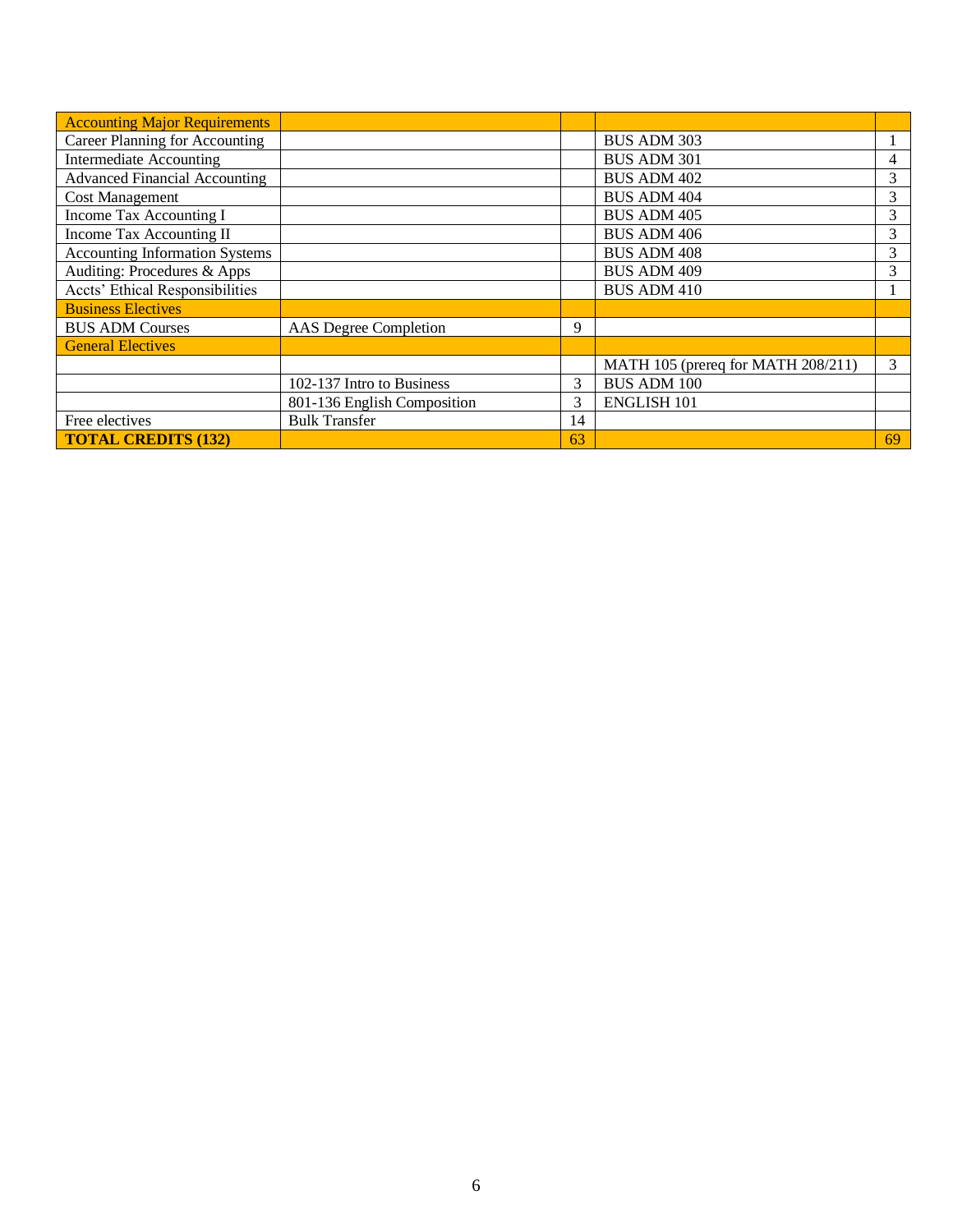| Accounting Major Requirements | | | | |
|---|---|---|---|---|
| Career Planning for Accounting | | | BUS ADM 303 | 1 |
| Intermediate Accounting | | | BUS ADM 301 | 4 |
| Advanced Financial Accounting | | | BUS ADM 402 | 3 |
| Cost Management | | | BUS ADM 404 | 3 |
| Income Tax Accounting I | | | BUS ADM 405 | 3 |
| Income Tax Accounting II | | | BUS ADM 406 | 3 |
| Accounting Information Systems | | | BUS ADM 408 | 3 |
| Auditing: Procedures & Apps | | | BUS ADM 409 | 3 |
| Accts' Ethical Responsibilities | | | BUS ADM 410 | 1 |
| Business Electives | | | | |
| BUS ADM Courses | AAS Degree Completion | 9 | | |
| General Electives | | | | |
| | | | MATH 105 (prereq for MATH 208/211) | 3 |
| | 102-137 Intro to Business | 3 | BUS ADM 100 | |
| | 801-136 English Composition | 3 | ENGLISH 101 | |
| Free electives | Bulk Transfer | 14 | | |
| **TOTAL CREDITS (132)** | | 63 | | 69 |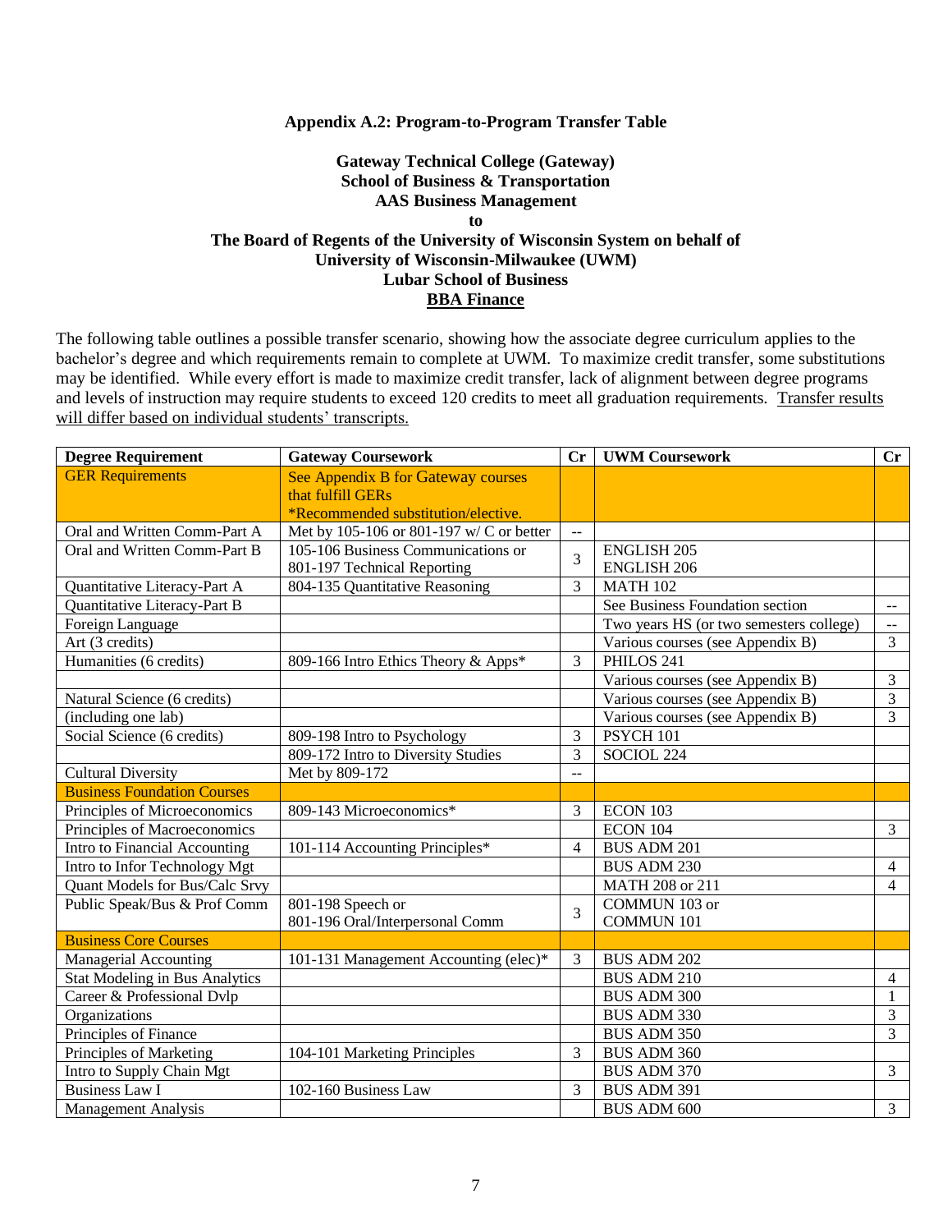**Appendix A.2: Program-to-Program Transfer Table**

**Gateway Technical College (Gateway)**
**School of Business & Transportation**
**AAS Business Management**
**to**
**The Board of Regents of the University of Wisconsin System on behalf of**
**University of Wisconsin-Milwaukee (UWM)**
**Lubar School of Business**
**BBA Finance**

The following table outlines a possible transfer scenario, showing how the associate degree curriculum applies to the bachelor's degree and which requirements remain to complete at UWM. To maximize credit transfer, some substitutions may be identified. While every effort is made to maximize credit transfer, lack of alignment between degree programs and levels of instruction may require students to exceed 120 credits to meet all graduation requirements. Transfer results will differ based on individual students' transcripts.

| Degree Requirement | Gateway Coursework | Cr | UWM Coursework | Cr |
|---|---|---|---|---|
| GER Requirements | See Appendix B for Gateway courses that fulfill GERs *Recommended substitution/elective. | | | |
| Oral and Written Comm-Part A | Met by 105-106 or 801-197 w/ C or better | -- | | |
| Oral and Written Comm-Part B | 105-106 Business Communications or 801-197 Technical Reporting | 3 | ENGLISH 205 ENGLISH 206 | |
| Quantitative Literacy-Part A | 804-135 Quantitative Reasoning | 3 | MATH 102 | |
| Quantitative Literacy-Part B | | | See Business Foundation section | -- |
| Foreign Language | | | Two years HS (or two semesters college) | -- |
| Art (3 credits) | | | Various courses (see Appendix B) | 3 |
| Humanities (6 credits) | 809-166 Intro Ethics Theory & Apps* | 3 | PHILOS 241 | |
| | | | Various courses (see Appendix B) | 3 |
| Natural Science (6 credits) | | | Various courses (see Appendix B) | 3 |
| (including one lab) | | | Various courses (see Appendix B) | 3 |
| Social Science (6 credits) | 809-198 Intro to Psychology | 3 | PSYCH 101 | |
| | 809-172 Intro to Diversity Studies | 3 | SOCIOL 224 | |
| Cultural Diversity | Met by 809-172 | -- | | |
| Business Foundation Courses | | | | |
| Principles of Microeconomics | 809-143 Microeconomics* | 3 | ECON 103 | |
| Principles of Macroeconomics | | | ECON 104 | 3 |
| Intro to Financial Accounting | 101-114 Accounting Principles* | 4 | BUS ADM 201 | |
| Intro to Infor Technology Mgt | | | BUS ADM 230 | 4 |
| Quant Models for Bus/Calc Srvy | | | MATH 208 or 211 | 4 |
| Public Speak/Bus & Prof Comm | 801-198 Speech or 801-196 Oral/Interpersonal Comm | 3 | COMMUN 103 or COMMUN 101 | |
| Business Core Courses | | | | |
| Managerial Accounting | 101-131 Management Accounting (elec)* | 3 | BUS ADM 202 | |
| Stat Modeling in Bus Analytics | | | BUS ADM 210 | 4 |
| Career & Professional Dvlp | | | BUS ADM 300 | 1 |
| Organizations | | | BUS ADM 330 | 3 |
| Principles of Finance | | | BUS ADM 350 | 3 |
| Principles of Marketing | 104-101 Marketing Principles | 3 | BUS ADM 360 | |
| Intro to Supply Chain Mgt | | | BUS ADM 370 | 3 |
| Business Law I | 102-160 Business Law | 3 | BUS ADM 391 | |
| Management Analysis | | | BUS ADM 600 | 3 |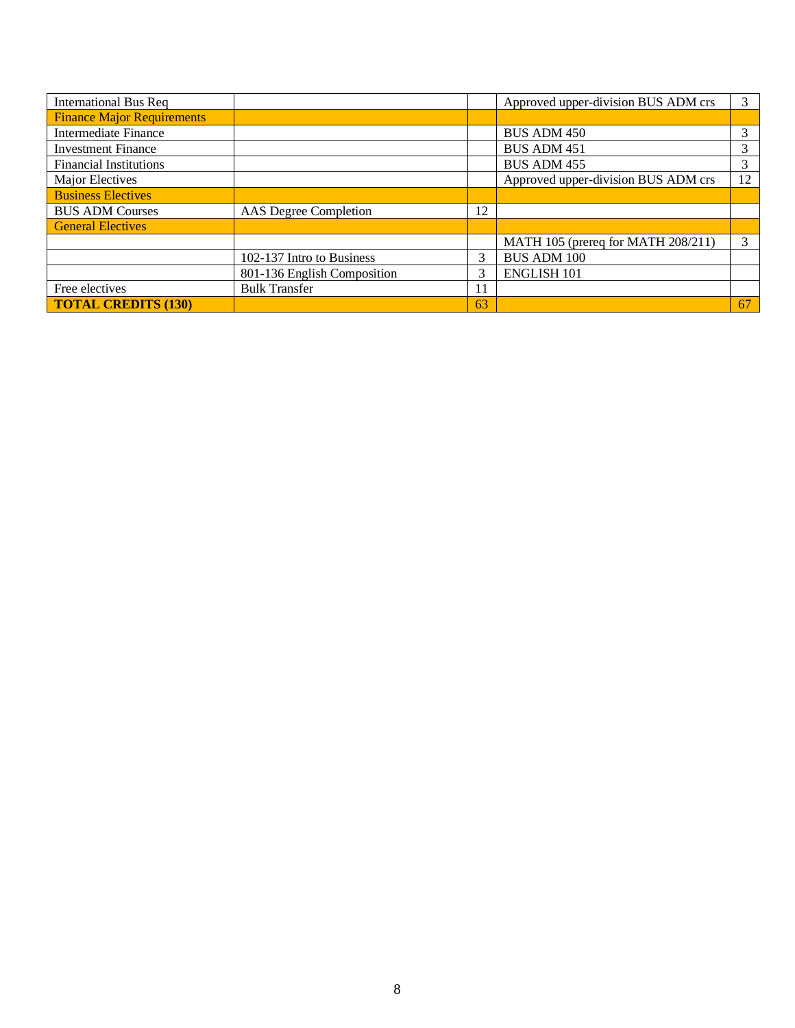| International Bus Req | | | Approved upper-division BUS ADM crs | 3 |
|---|---|---|---|---|
| Finance Major Requirements | | | | |
| Intermediate Finance | | | BUS ADM 450 | 3 |
| Investment Finance | | | BUS ADM 451 | 3 |
| Financial Institutions | | | BUS ADM 455 | 3 |
| Major Electives | | | Approved upper-division BUS ADM crs | 12 |
| Business Electives | | | | |
| BUS ADM Courses | AAS Degree Completion | 12 | | |
| General Electives | | | | |
| | | | MATH 105 (prereq for MATH 208/211) | 3 |
| | 102-137 Intro to Business | 3 | BUS ADM 100 | |
| | 801-136 English Composition | 3 | ENGLISH 101 | |
| Free electives | Bulk Transfer | 11 | | |
| **TOTAL CREDITS (130)** | | 63 | | 67 |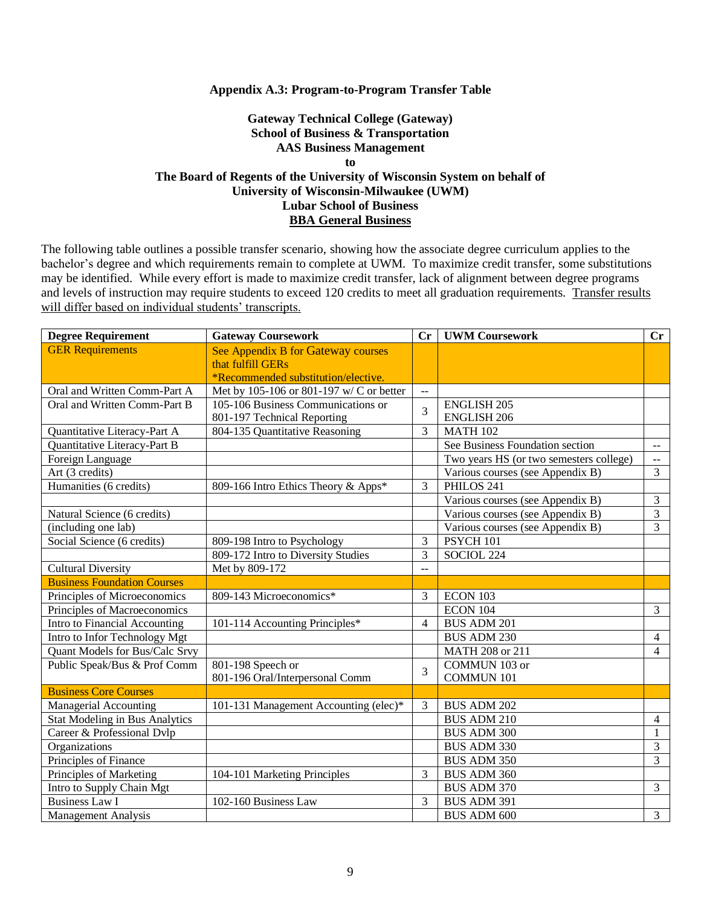**Appendix A.3: Program-to-Program Transfer Table**

**Gateway Technical College (Gateway)**
**School of Business & Transportation**
**AAS Business Management**
**to**
**The Board of Regents of the University of Wisconsin System on behalf of**
**University of Wisconsin-Milwaukee (UWM)**
**Lubar School of Business**
**BBA General Business**

The following table outlines a possible transfer scenario, showing how the associate degree curriculum applies to the bachelor's degree and which requirements remain to complete at UWM. To maximize credit transfer, some substitutions may be identified. While every effort is made to maximize credit transfer, lack of alignment between degree programs and levels of instruction may require students to exceed 120 credits to meet all graduation requirements. Transfer results will differ based on individual students' transcripts.

| Degree Requirement | Gateway Coursework | Cr | UWM Coursework | Cr |
|---|---|---|---|---|
| GER Requirements | See Appendix B for Gateway courses that fulfill GERs *Recommended substitution/elective. | | | |
| Oral and Written Comm-Part A | Met by 105-106 or 801-197 w/ C or better | -- | | |
| Oral and Written Comm-Part B | 105-106 Business Communications or 801-197 Technical Reporting | 3 | ENGLISH 205 ENGLISH 206 | |
| Quantitative Literacy-Part A | 804-135 Quantitative Reasoning | 3 | MATH 102 | |
| Quantitative Literacy-Part B | | | See Business Foundation section | -- |
| Foreign Language | | | Two years HS (or two semesters college) | -- |
| Art (3 credits) | | | Various courses (see Appendix B) | 3 |
| Humanities (6 credits) | 809-166 Intro Ethics Theory & Apps* | 3 | PHILOS 241 | |
| | | | Various courses (see Appendix B) | 3 |
| Natural Science (6 credits) | | | Various courses (see Appendix B) | 3 |
| (including one lab) | | | Various courses (see Appendix B) | 3 |
| Social Science (6 credits) | 809-198 Intro to Psychology | 3 | PSYCH 101 | |
| | 809-172 Intro to Diversity Studies | 3 | SOCIOL 224 | |
| Cultural Diversity | Met by 809-172 | -- | | |
| Business Foundation Courses | | | | |
| Principles of Microeconomics | 809-143 Microeconomics* | 3 | ECON 103 | |
| Principles of Macroeconomics | | | ECON 104 | 3 |
| Intro to Financial Accounting | 101-114 Accounting Principles* | 4 | BUS ADM 201 | |
| Intro to Infor Technology Mgt | | | BUS ADM 230 | 4 |
| Quant Models for Bus/Calc Srvy | | | MATH 208 or 211 | 4 |
| Public Speak/Bus & Prof Comm | 801-198 Speech or 801-196 Oral/Interpersonal Comm | 3 | COMMUN 103 or COMMUN 101 | |
| Business Core Courses | | | | |
| Managerial Accounting | 101-131 Management Accounting (elec)* | 3 | BUS ADM 202 | |
| Stat Modeling in Bus Analytics | | | BUS ADM 210 | 4 |
| Career & Professional Dvlp | | | BUS ADM 300 | 1 |
| Organizations | | | BUS ADM 330 | 3 |
| Principles of Finance | | | BUS ADM 350 | 3 |
| Principles of Marketing | 104-101 Marketing Principles | 3 | BUS ADM 360 | |
| Intro to Supply Chain Mgt | | | BUS ADM 370 | 3 |
| Business Law I | 102-160 Business Law | 3 | BUS ADM 391 | |
| Management Analysis | | | BUS ADM 600 | 3 |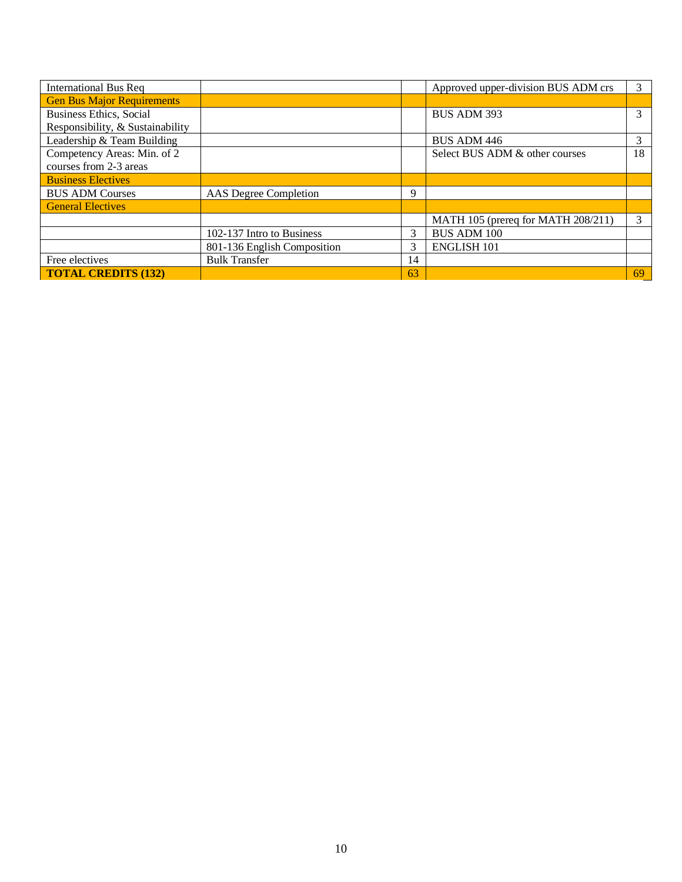| International Bus Req | | | Approved upper-division BUS ADM crs | 3 |
|---|---|---|---|---|
| Gen Bus Major Requirements | | | | |
| Business Ethics, Social Responsibility, & Sustainability | | | BUS ADM 393 | 3 |
| Leadership & Team Building | | | BUS ADM 446 | 3 |
| Competency Areas: Min. of 2 courses from 2-3 areas | | | Select BUS ADM & other courses | 18 |
| Business Electives | | | | |
| BUS ADM Courses | AAS Degree Completion | 9 | | |
| General Electives | | | | |
| | | | MATH 105 (prereq for MATH 208/211) | 3 |
| | 102-137 Intro to Business | 3 | BUS ADM 100 | |
| | 801-136 English Composition | 3 | ENGLISH 101 | |
| Free electives | Bulk Transfer | 14 | | |
| **TOTAL CREDITS (132)** | | 63 | | 69 |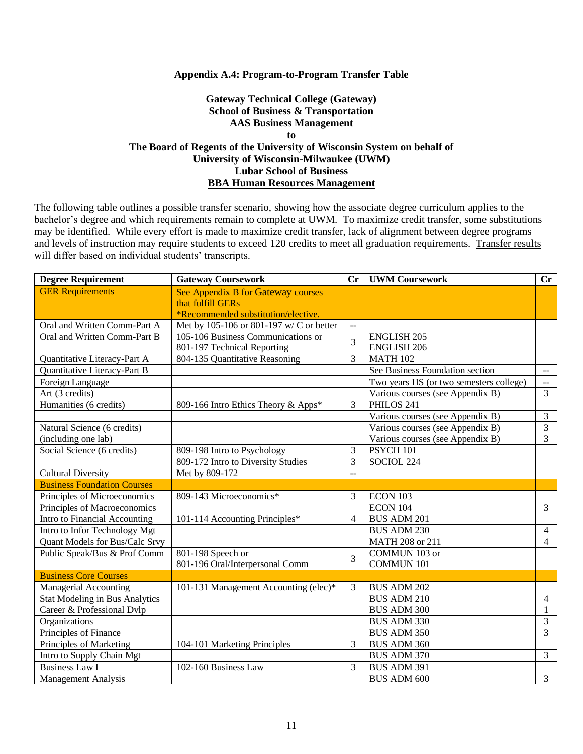**Appendix A.4: Program-to-Program Transfer Table**

**Gateway Technical College (Gateway)**
**School of Business & Transportation**
**AAS Business Management**
**to**
**The Board of Regents of the University of Wisconsin System on behalf of**
**University of Wisconsin-Milwaukee (UWM)**
**Lubar School of Business**
**BBA Human Resources Management**

The following table outlines a possible transfer scenario, showing how the associate degree curriculum applies to the bachelor's degree and which requirements remain to complete at UWM. To maximize credit transfer, some substitutions may be identified. While every effort is made to maximize credit transfer, lack of alignment between degree programs and levels of instruction may require students to exceed 120 credits to meet all graduation requirements. Transfer results will differ based on individual students' transcripts.

| Degree Requirement | Gateway Coursework | Cr | UWM Coursework | Cr |
|---|---|---|---|---|
| GER Requirements | See Appendix B for Gateway courses that fulfill GERs *Recommended substitution/elective. | | | |
| Oral and Written Comm-Part A | Met by 105-106 or 801-197 w/ C or better | -- | | |
| Oral and Written Comm-Part B | 105-106 Business Communications or 801-197 Technical Reporting | 3 | ENGLISH 205 ENGLISH 206 | |
| Quantitative Literacy-Part A | 804-135 Quantitative Reasoning | 3 | MATH 102 | |
| Quantitative Literacy-Part B | | | See Business Foundation section | -- |
| Foreign Language | | | Two years HS (or two semesters college) | -- |
| Art (3 credits) | | | Various courses (see Appendix B) | 3 |
| Humanities (6 credits) | 809-166 Intro Ethics Theory & Apps* | 3 | PHILOS 241 | |
| | | | Various courses (see Appendix B) | 3 |
| Natural Science (6 credits) | | | Various courses (see Appendix B) | 3 |
| (including one lab) | | | Various courses (see Appendix B) | 3 |
| Social Science (6 credits) | 809-198 Intro to Psychology | 3 | PSYCH 101 | |
| | 809-172 Intro to Diversity Studies | 3 | SOCIOL 224 | |
| Cultural Diversity | Met by 809-172 | -- | | |
| Business Foundation Courses | | | | |
| Principles of Microeconomics | 809-143 Microeconomics* | 3 | ECON 103 | |
| Principles of Macroeconomics | | | ECON 104 | 3 |
| Intro to Financial Accounting | 101-114 Accounting Principles* | 4 | BUS ADM 201 | |
| Intro to Infor Technology Mgt | | | BUS ADM 230 | 4 |
| Quant Models for Bus/Calc Srvy | | | MATH 208 or 211 | 4 |
| Public Speak/Bus & Prof Comm | 801-198 Speech or 801-196 Oral/Interpersonal Comm | 3 | COMMUN 103 or COMMUN 101 | |
| Business Core Courses | | | | |
| Managerial Accounting | 101-131 Management Accounting (elec)* | 3 | BUS ADM 202 | |
| Stat Modeling in Bus Analytics | | | BUS ADM 210 | 4 |
| Career & Professional Dvlp | | | BUS ADM 300 | 1 |
| Organizations | | | BUS ADM 330 | 3 |
| Principles of Finance | | | BUS ADM 350 | 3 |
| Principles of Marketing | 104-101 Marketing Principles | 3 | BUS ADM 360 | |
| Intro to Supply Chain Mgt | | | BUS ADM 370 | 3 |
| Business Law I | 102-160 Business Law | 3 | BUS ADM 391 | |
| Management Analysis | | | BUS ADM 600 | 3 |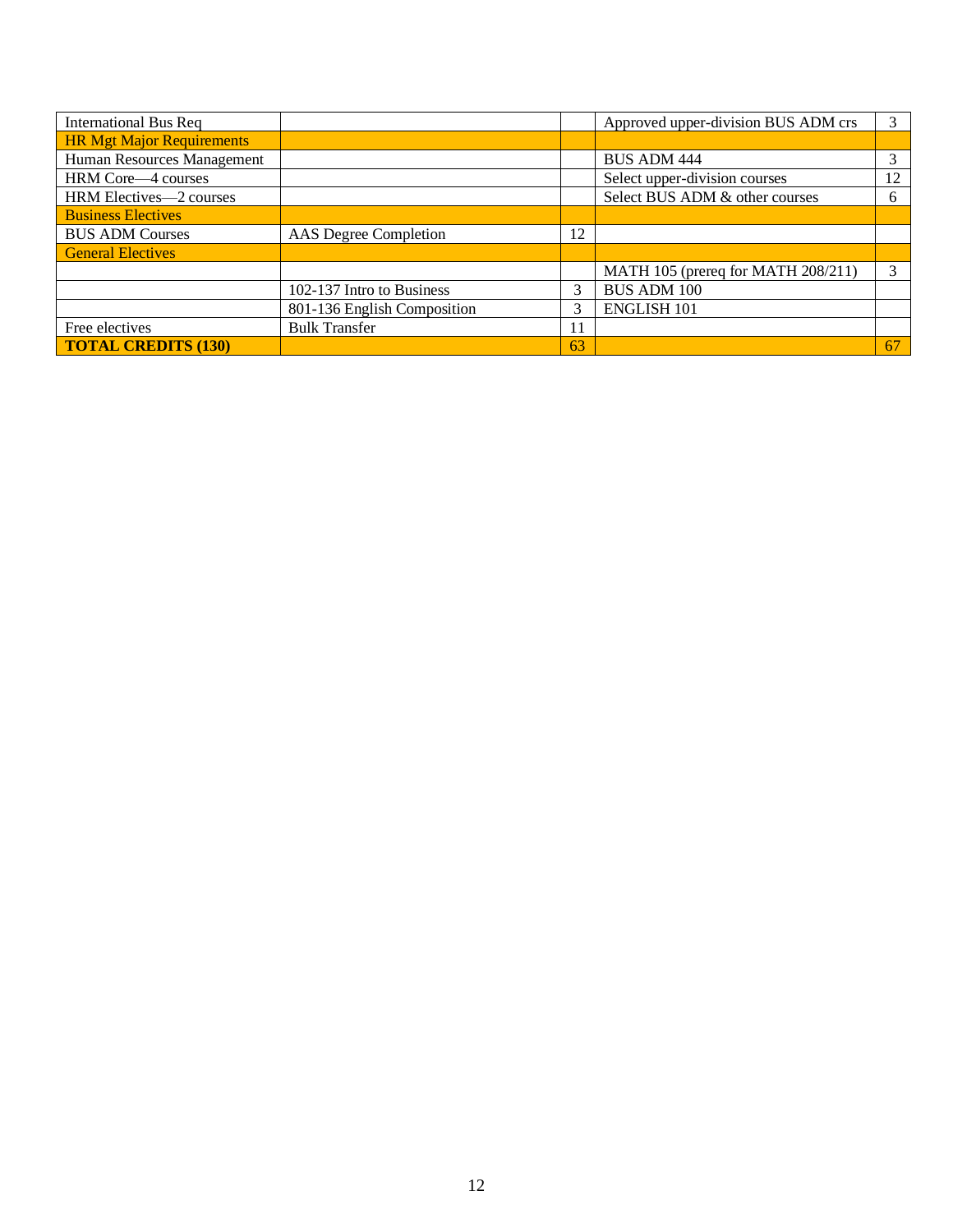| International Bus Req | | | Approved upper-division BUS ADM crs | 3 |
|---|---|---|---|---|
| HR Mgt Major Requirements | | | | |
| Human Resources Management | | | BUS ADM 444 | 3 |
| HRM Core—4 courses | | | Select upper-division courses | 12 |
| HRM Electives—2 courses | | | Select BUS ADM & other courses | 6 |
| Business Electives | | | | |
| BUS ADM Courses | AAS Degree Completion | 12 | | |
| General Electives | | | | |
| | | | MATH 105 (prereq for MATH 208/211) | 3 |
| | 102-137 Intro to Business | 3 | BUS ADM 100 | |
| | 801-136 English Composition | 3 | ENGLISH 101 | |
| Free electives | Bulk Transfer | 11 | | |
| **TOTAL CREDITS (130)** | | 63 | | 67 |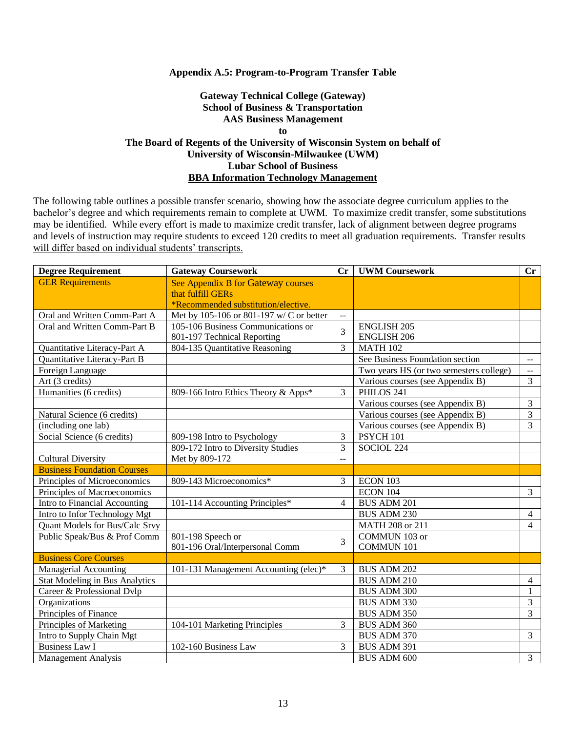**Appendix A.5: Program-to-Program Transfer Table**

**Gateway Technical College (Gateway)**
**School of Business & Transportation**
**AAS Business Management**
**to**
**The Board of Regents of the University of Wisconsin System on behalf of**
**University of Wisconsin-Milwaukee (UWM)**
**Lubar School of Business**
**BBA Information Technology Management**

The following table outlines a possible transfer scenario, showing how the associate degree curriculum applies to the bachelor's degree and which requirements remain to complete at UWM. To maximize credit transfer, some substitutions may be identified. While every effort is made to maximize credit transfer, lack of alignment between degree programs and levels of instruction may require students to exceed 120 credits to meet all graduation requirements. Transfer results will differ based on individual students' transcripts.

| Degree Requirement | Gateway Coursework | Cr | UWM Coursework | Cr |
|---|---|---|---|---|
| GER Requirements | See Appendix B for Gateway courses that fulfill GERs *Recommended substitution/elective. | | | |
| Oral and Written Comm-Part A | Met by 105-106 or 801-197 w/ C or better | -- | | |
| Oral and Written Comm-Part B | 105-106 Business Communications or 801-197 Technical Reporting | 3 | ENGLISH 205 ENGLISH 206 | |
| Quantitative Literacy-Part A | 804-135 Quantitative Reasoning | 3 | MATH 102 | |
| Quantitative Literacy-Part B | | | See Business Foundation section | -- |
| Foreign Language | | | Two years HS (or two semesters college) | -- |
| Art (3 credits) | | | Various courses (see Appendix B) | 3 |
| Humanities (6 credits) | 809-166 Intro Ethics Theory & Apps* | 3 | PHILOS 241 | |
| | | | Various courses (see Appendix B) | 3 |
| Natural Science (6 credits) | | | Various courses (see Appendix B) | 3 |
| (including one lab) | | | Various courses (see Appendix B) | 3 |
| Social Science (6 credits) | 809-198 Intro to Psychology | 3 | PSYCH 101 | |
| | 809-172 Intro to Diversity Studies | 3 | SOCIOL 224 | |
| Cultural Diversity | Met by 809-172 | -- | | |
| Business Foundation Courses | | | | |
| Principles of Microeconomics | 809-143 Microeconomics* | 3 | ECON 103 | |
| Principles of Macroeconomics | | | ECON 104 | 3 |
| Intro to Financial Accounting | 101-114 Accounting Principles* | 4 | BUS ADM 201 | |
| Intro to Infor Technology Mgt | | | BUS ADM 230 | 4 |
| Quant Models for Bus/Calc Srvy | | | MATH 208 or 211 | 4 |
| Public Speak/Bus & Prof Comm | 801-198 Speech or 801-196 Oral/Interpersonal Comm | 3 | COMMUN 103 or COMMUN 101 | |
| Business Core Courses | | | | |
| Managerial Accounting | 101-131 Management Accounting (elec)* | 3 | BUS ADM 202 | |
| Stat Modeling in Bus Analytics | | | BUS ADM 210 | 4 |
| Career & Professional Dvlp | | | BUS ADM 300 | 1 |
| Organizations | | | BUS ADM 330 | 3 |
| Principles of Finance | | | BUS ADM 350 | 3 |
| Principles of Marketing | 104-101 Marketing Principles | 3 | BUS ADM 360 | |
| Intro to Supply Chain Mgt | | | BUS ADM 370 | 3 |
| Business Law I | 102-160 Business Law | 3 | BUS ADM 391 | |
| Management Analysis | | | BUS ADM 600 | 3 |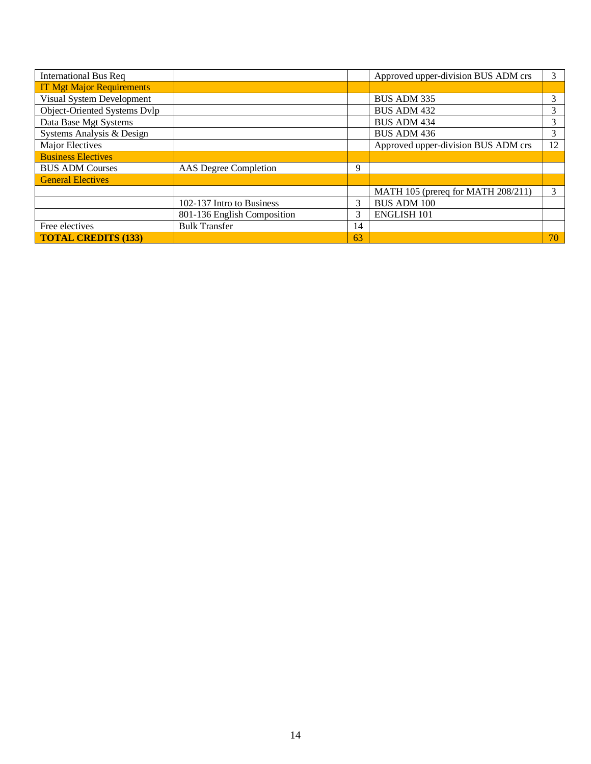| International Bus Req | | | Approved upper-division BUS ADM crs | 3 |
|---|---|---|---|---|
| IT Mgt Major Requirements | | | | |
| Visual System Development | | | BUS ADM 335 | 3 |
| Object-Oriented Systems Dvlp | | | BUS ADM 432 | 3 |
| Data Base Mgt Systems | | | BUS ADM 434 | 3 |
| Systems Analysis & Design | | | BUS ADM 436 | 3 |
| Major Electives | | | Approved upper-division BUS ADM crs | 12 |
| Business Electives | | | | |
| BUS ADM Courses | AAS Degree Completion | 9 | | |
| General Electives | | | | |
| | | | MATH 105 (prereq for MATH 208/211) | 3 |
| | 102-137 Intro to Business | 3 | BUS ADM 100 | |
| | 801-136 English Composition | 3 | ENGLISH 101 | |
| Free electives | Bulk Transfer | 14 | | |
| **TOTAL CREDITS (133)** | | 63 | | 70 |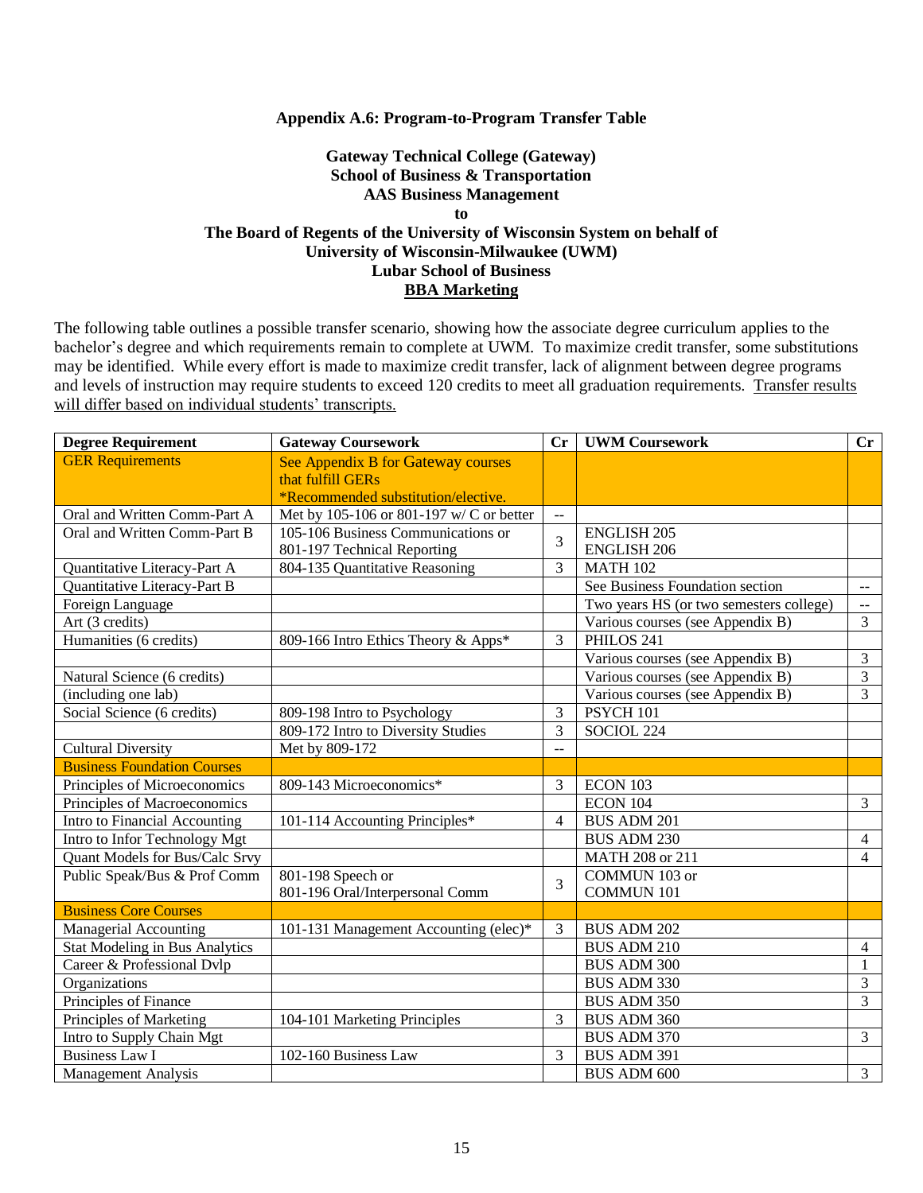### Appendix A.6: Program-to-Program Transfer Table

**Gateway Technical College (Gateway)**
**School of Business & Transportation**
**AAS Business Management**
**to**
**The Board of Regents of the University of Wisconsin System on behalf of**
**University of Wisconsin-Milwaukee (UWM)**
**Lubar School of Business**
**BBA Marketing**

The following table outlines a possible transfer scenario, showing how the associate degree curriculum applies to the bachelor's degree and which requirements remain to complete at UWM. To maximize credit transfer, some substitutions may be identified. While every effort is made to maximize credit transfer, lack of alignment between degree programs and levels of instruction may require students to exceed 120 credits to meet all graduation requirements. Transfer results will differ based on individual students' transcripts.

| Degree Requirement | Gateway Coursework | Cr | UWM Coursework | Cr |
|---|---|---|---|---|
| GER Requirements | See Appendix B for Gateway courses that fulfill GERs *Recommended substitution/elective. | | | |
| Oral and Written Comm-Part A | Met by 105-106 or 801-197 w/ C or better | -- | | |
| Oral and Written Comm-Part B | 105-106 Business Communications or 801-197 Technical Reporting | 3 | ENGLISH 205 ENGLISH 206 | |
| Quantitative Literacy-Part A | 804-135 Quantitative Reasoning | 3 | MATH 102 | |
| Quantitative Literacy-Part B | | | See Business Foundation section | -- |
| Foreign Language | | | Two years HS (or two semesters college) | -- |
| Art (3 credits) | | | Various courses (see Appendix B) | 3 |
| Humanities (6 credits) | 809-166 Intro Ethics Theory & Apps* | 3 | PHILOS 241 | |
| | | | Various courses (see Appendix B) | 3 |
| Natural Science (6 credits) | | | Various courses (see Appendix B) | 3 |
| (including one lab) | | | Various courses (see Appendix B) | 3 |
| Social Science (6 credits) | 809-198 Intro to Psychology | 3 | PSYCH 101 | |
| | 809-172 Intro to Diversity Studies | 3 | SOCIOL 224 | |
| Cultural Diversity | Met by 809-172 | -- | | |
| Business Foundation Courses | | | | |
| Principles of Microeconomics | 809-143 Microeconomics* | 3 | ECON 103 | |
| Principles of Macroeconomics | | | ECON 104 | 3 |
| Intro to Financial Accounting | 101-114 Accounting Principles* | 4 | BUS ADM 201 | |
| Intro to Infor Technology Mgt | | | BUS ADM 230 | 4 |
| Quant Models for Bus/Calc Srvy | | | MATH 208 or 211 | 4 |
| Public Speak/Bus & Prof Comm | 801-198 Speech or 801-196 Oral/Interpersonal Comm | 3 | COMMUN 103 or COMMUN 101 | |
| Business Core Courses | | | | |
| Managerial Accounting | 101-131 Management Accounting (elec)* | 3 | BUS ADM 202 | |
| Stat Modeling in Bus Analytics | | | BUS ADM 210 | 4 |
| Career & Professional Dvlp | | | BUS ADM 300 | 1 |
| Organizations | | | BUS ADM 330 | 3 |
| Principles of Finance | | | BUS ADM 350 | 3 |
| Principles of Marketing | 104-101 Marketing Principles | 3 | BUS ADM 360 | |
| Intro to Supply Chain Mgt | | | BUS ADM 370 | 3 |
| Business Law I | 102-160 Business Law | 3 | BUS ADM 391 | |
| Management Analysis | | | BUS ADM 600 | 3 |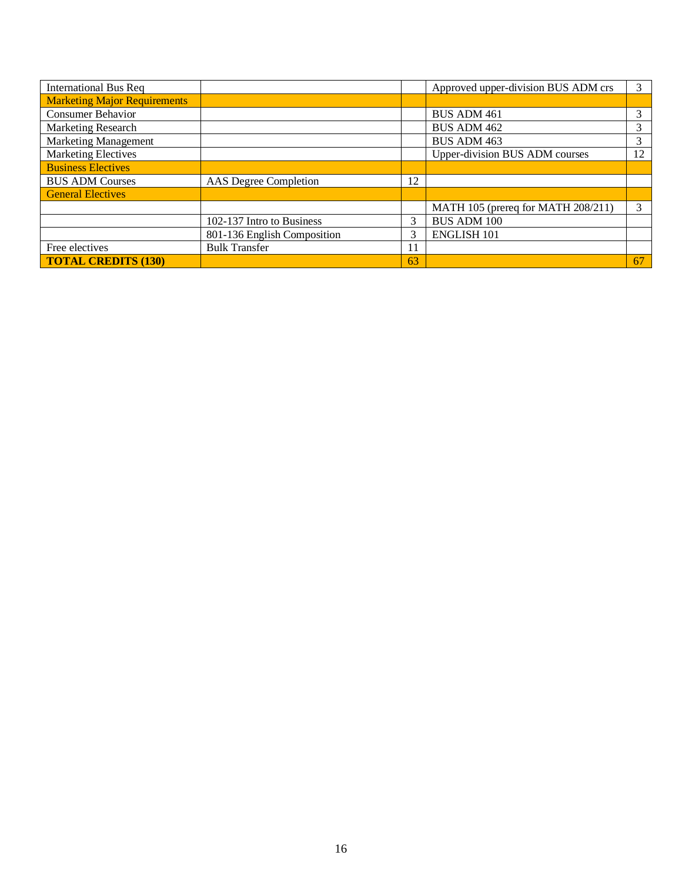| International Bus Req | | | Approved upper-division BUS ADM crs | 3 |
|---|---|---|---|---|
| Marketing Major Requirements | | | | |
| Consumer Behavior | | | BUS ADM 461 | 3 |
| Marketing Research | | | BUS ADM 462 | 3 |
| Marketing Management | | | BUS ADM 463 | 3 |
| Marketing Electives | | | Upper-division BUS ADM courses | 12 |
| Business Electives | | | | |
| BUS ADM Courses | AAS Degree Completion | 12 | | |
| General Electives | | | | |
| | | | MATH 105 (prereq for MATH 208/211) | 3 |
| | 102-137 Intro to Business | 3 | BUS ADM 100 | |
| | 801-136 English Composition | 3 | ENGLISH 101 | |
| Free electives | Bulk Transfer | 11 | | |
| **TOTAL CREDITS (130)** | | 63 | | 67 |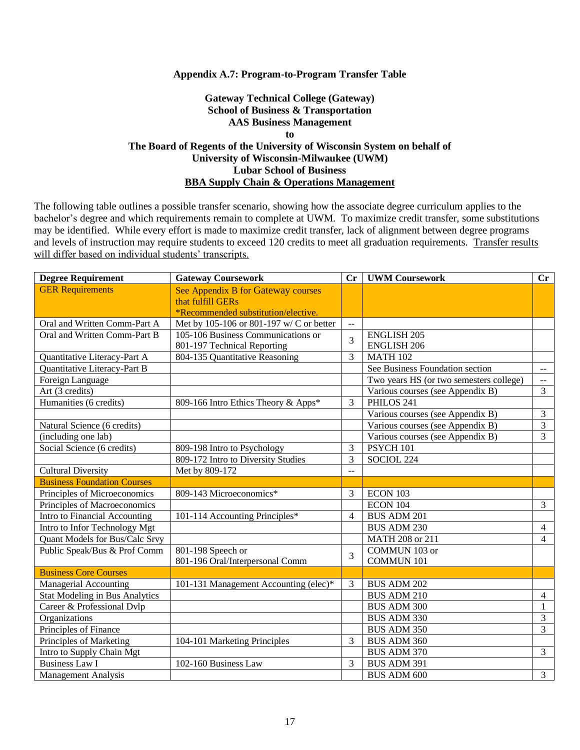**Appendix A.7: Program-to-Program Transfer Table**

**Gateway Technical College (Gateway)**
**School of Business & Transportation**
**AAS Business Management**
**to**
**The Board of Regents of the University of Wisconsin System on behalf of**
**University of Wisconsin-Milwaukee (UWM)**
**Lubar School of Business**
**BBA Supply Chain & Operations Management**

The following table outlines a possible transfer scenario, showing how the associate degree curriculum applies to the bachelor's degree and which requirements remain to complete at UWM. To maximize credit transfer, some substitutions may be identified. While every effort is made to maximize credit transfer, lack of alignment between degree programs and levels of instruction may require students to exceed 120 credits to meet all graduation requirements. Transfer results will differ based on individual students' transcripts.

| Degree Requirement | Gateway Coursework | Cr | UWM Coursework | Cr |
|---|---|---|---|---|
| GER Requirements | See Appendix B for Gateway courses that fulfill GERs *Recommended substitution/elective. | | | |
| Oral and Written Comm-Part A | Met by 105-106 or 801-197 w/ C or better | -- | | |
| Oral and Written Comm-Part B | 105-106 Business Communications or 801-197 Technical Reporting | 3 | ENGLISH 205 ENGLISH 206 | |
| Quantitative Literacy-Part A | 804-135 Quantitative Reasoning | 3 | MATH 102 | |
| Quantitative Literacy-Part B | | | See Business Foundation section | -- |
| Foreign Language | | | Two years HS (or two semesters college) | -- |
| Art (3 credits) | | | Various courses (see Appendix B) | 3 |
| Humanities (6 credits) | 809-166 Intro Ethics Theory & Apps* | 3 | PHILOS 241 | |
| | | | Various courses (see Appendix B) | 3 |
| Natural Science (6 credits) | | | Various courses (see Appendix B) | 3 |
| (including one lab) | | | Various courses (see Appendix B) | 3 |
| Social Science (6 credits) | 809-198 Intro to Psychology | 3 | PSYCH 101 | |
| | 809-172 Intro to Diversity Studies | 3 | SOCIOL 224 | |
| Cultural Diversity | Met by 809-172 | -- | | |
| Business Foundation Courses | | | | |
| Principles of Microeconomics | 809-143 Microeconomics* | 3 | ECON 103 | |
| Principles of Macroeconomics | | | ECON 104 | 3 |
| Intro to Financial Accounting | 101-114 Accounting Principles* | 4 | BUS ADM 201 | |
| Intro to Infor Technology Mgt | | | BUS ADM 230 | 4 |
| Quant Models for Bus/Calc Srvy | | | MATH 208 or 211 | 4 |
| Public Speak/Bus & Prof Comm | 801-198 Speech or 801-196 Oral/Interpersonal Comm | 3 | COMMUN 103 or COMMUN 101 | |
| Business Core Courses | | | | |
| Managerial Accounting | 101-131 Management Accounting (elec)* | 3 | BUS ADM 202 | |
| Stat Modeling in Bus Analytics | | | BUS ADM 210 | 4 |
| Career & Professional Dvlp | | | BUS ADM 300 | 1 |
| Organizations | | | BUS ADM 330 | 3 |
| Principles of Finance | | | BUS ADM 350 | 3 |
| Principles of Marketing | 104-101 Marketing Principles | 3 | BUS ADM 360 | |
| Intro to Supply Chain Mgt | | | BUS ADM 370 | 3 |
| Business Law I | 102-160 Business Law | 3 | BUS ADM 391 | |
| Management Analysis | | | BUS ADM 600 | 3 |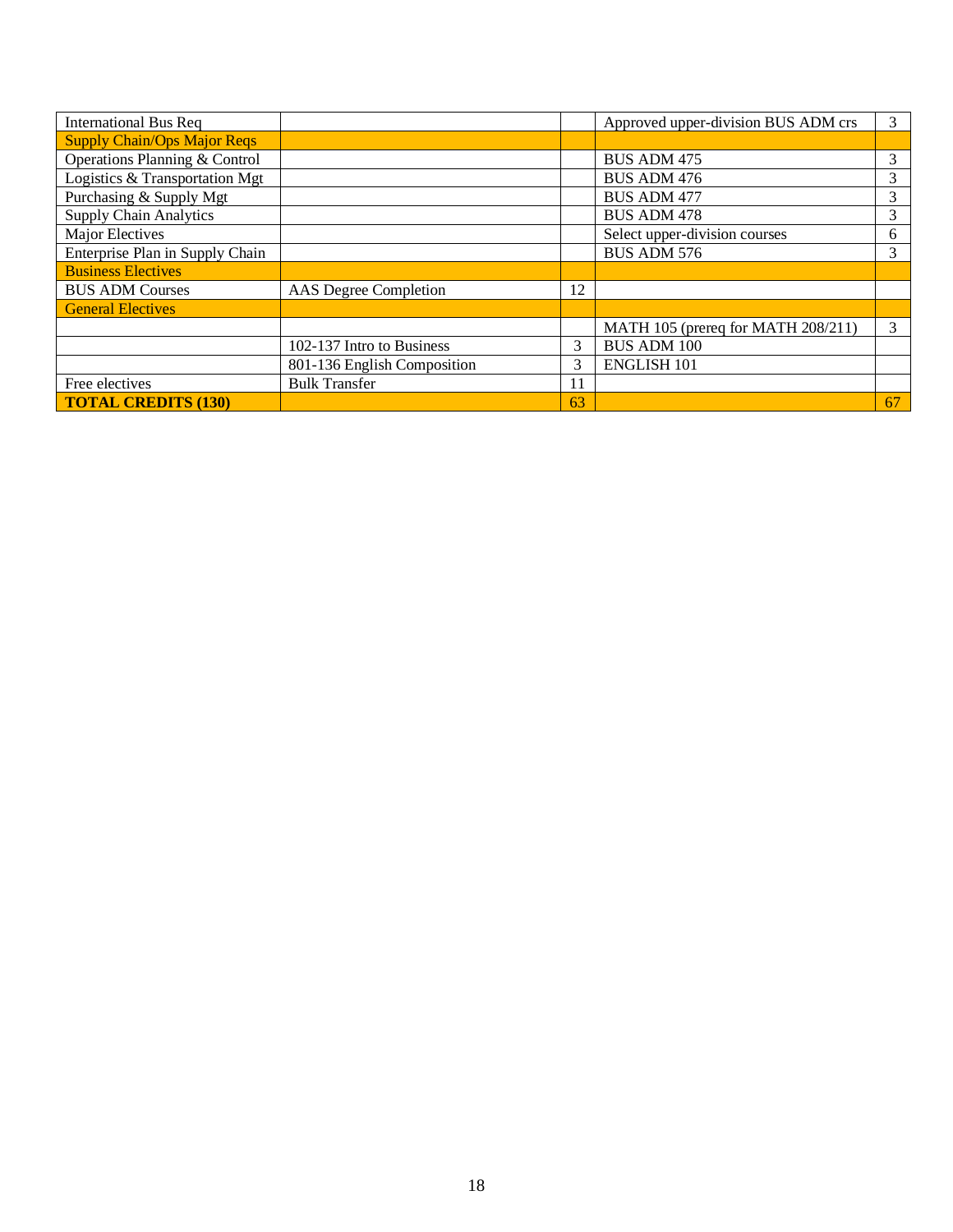| International Bus Req | | | Approved upper-division BUS ADM crs | 3 |
|---|---|---|---|---|
| Supply Chain/Ops Major Reqs | | | | |
| Operations Planning & Control | | | BUS ADM 475 | 3 |
| Logistics & Transportation Mgt | | | BUS ADM 476 | 3 |
| Purchasing & Supply Mgt | | | BUS ADM 477 | 3 |
| Supply Chain Analytics | | | BUS ADM 478 | 3 |
| Major Electives | | | Select upper-division courses | 6 |
| Enterprise Plan in Supply Chain | | | BUS ADM 576 | 3 |
| Business Electives | | | | |
| BUS ADM Courses | AAS Degree Completion | 12 | | |
| General Electives | | | | |
| | | | MATH 105 (prereq for MATH 208/211) | 3 |
| | 102-137 Intro to Business | 3 | BUS ADM 100 | |
| | 801-136 English Composition | 3 | ENGLISH 101 | |
| Free electives | Bulk Transfer | 11 | | |
| **TOTAL CREDITS (130)** | | 63 | | 67 |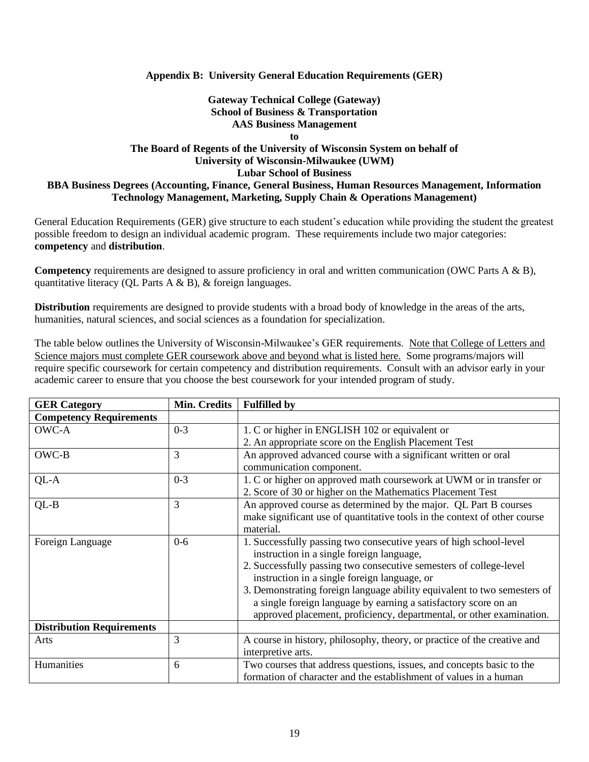**Appendix B: University General Education Requirements (GER)**

**Gateway Technical College (Gateway)**
**School of Business & Transportation**
**AAS Business Management**
**to**
**The Board of Regents of the University of Wisconsin System on behalf of**
**University of Wisconsin-Milwaukee (UWM)**
**Lubar School of Business**
**BBA Business Degrees (Accounting, Finance, General Business, Human Resources Management, Information Technology Management, Marketing, Supply Chain & Operations Management)**

General Education Requirements (GER) give structure to each student's education while providing the student the greatest possible freedom to design an individual academic program. These requirements include two major categories: **competency** and **distribution**.

**Competency** requirements are designed to assure proficiency in oral and written communication (OWC Parts A & B), quantitative literacy (QL Parts A & B), & foreign languages.

**Distribution** requirements are designed to provide students with a broad body of knowledge in the areas of the arts, humanities, natural sciences, and social sciences as a foundation for specialization.

The table below outlines the University of Wisconsin-Milwaukee's GER requirements. Note that College of Letters and Science majors must complete GER coursework above and beyond what is listed here. Some programs/majors will require specific coursework for certain competency and distribution requirements. Consult with an advisor early in your academic career to ensure that you choose the best coursework for your intended program of study.

| GER Category | Min. Credits | Fulfilled by |
|---|---|---|
| **Competency Requirements** | | |
| OWC-A | 0-3 | 1. C or higher in ENGLISH 102 or equivalent or<br>2. An appropriate score on the English Placement Test |
| OWC-B | 3 | An approved advanced course with a significant written or oral communication component. |
| QL-A | 0-3 | 1. C or higher on approved math coursework at UWM or in transfer or<br>2. Score of 30 or higher on the Mathematics Placement Test |
| QL-B | 3 | An approved course as determined by the major. QL Part B courses make significant use of quantitative tools in the context of other course material. |
| Foreign Language | 0-6 | 1. Successfully passing two consecutive years of high school-level instruction in a single foreign language,<br>2. Successfully passing two consecutive semesters of college-level instruction in a single foreign language, or<br>3. Demonstrating foreign language ability equivalent to two semesters of a single foreign language by earning a satisfactory score on an approved placement, proficiency, departmental, or other examination. |
| **Distribution Requirements** | | |
| Arts | 3 | A course in history, philosophy, theory, or practice of the creative and interpretive arts. |
| Humanities | 6 | Two courses that address questions, issues, and concepts basic to the formation of character and the establishment of values in a human |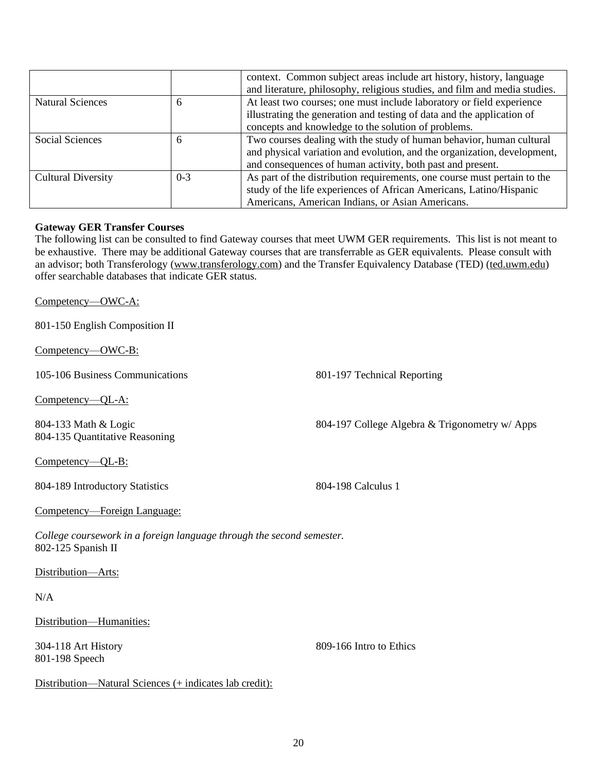| | | |
|---|---|---|
| | | context. Common subject areas include art history, history, language and literature, philosophy, religious studies, and film and media studies. |
| Natural Sciences | 6 | At least two courses; one must include laboratory or field experience illustrating the generation and testing of data and the application of concepts and knowledge to the solution of problems. |
| Social Sciences | 6 | Two courses dealing with the study of human behavior, human cultural and physical variation and evolution, and the organization, development, and consequences of human activity, both past and present. |
| Cultural Diversity | 0-3 | As part of the distribution requirements, one course must pertain to the study of the life experiences of African Americans, Latino/Hispanic Americans, American Indians, or Asian Americans. |

**Gateway GER Transfer Courses**

The following list can be consulted to find Gateway courses that meet UWM GER requirements. This list is not meant to be exhaustive. There may be additional Gateway courses that are transferrable as GER equivalents. Please consult with an advisor; both Transferology (www.transferology.com) and the Transfer Equivalency Database (TED) (ted.uwm.edu) offer searchable databases that indicate GER status.

Competency—OWC-A:

801-150 English Composition II

Competency—OWC-B:

105-106 Business Communications

801-197 Technical Reporting

Competency—QL-A:

804-133 Math & Logic

804-135 Quantitative Reasoning

804-197 College Algebra & Trigonometry w/ Apps

Competency—QL-B:

804-189 Introductory Statistics

804-198 Calculus 1

Competency—Foreign Language:

*College coursework in a foreign language through the second semester.*

802-125 Spanish II

Distribution—Arts:

N/A

Distribution—Humanities:

304-118 Art History

801-198 Speech

809-166 Intro to Ethics

Distribution—Natural Sciences (+ indicates lab credit):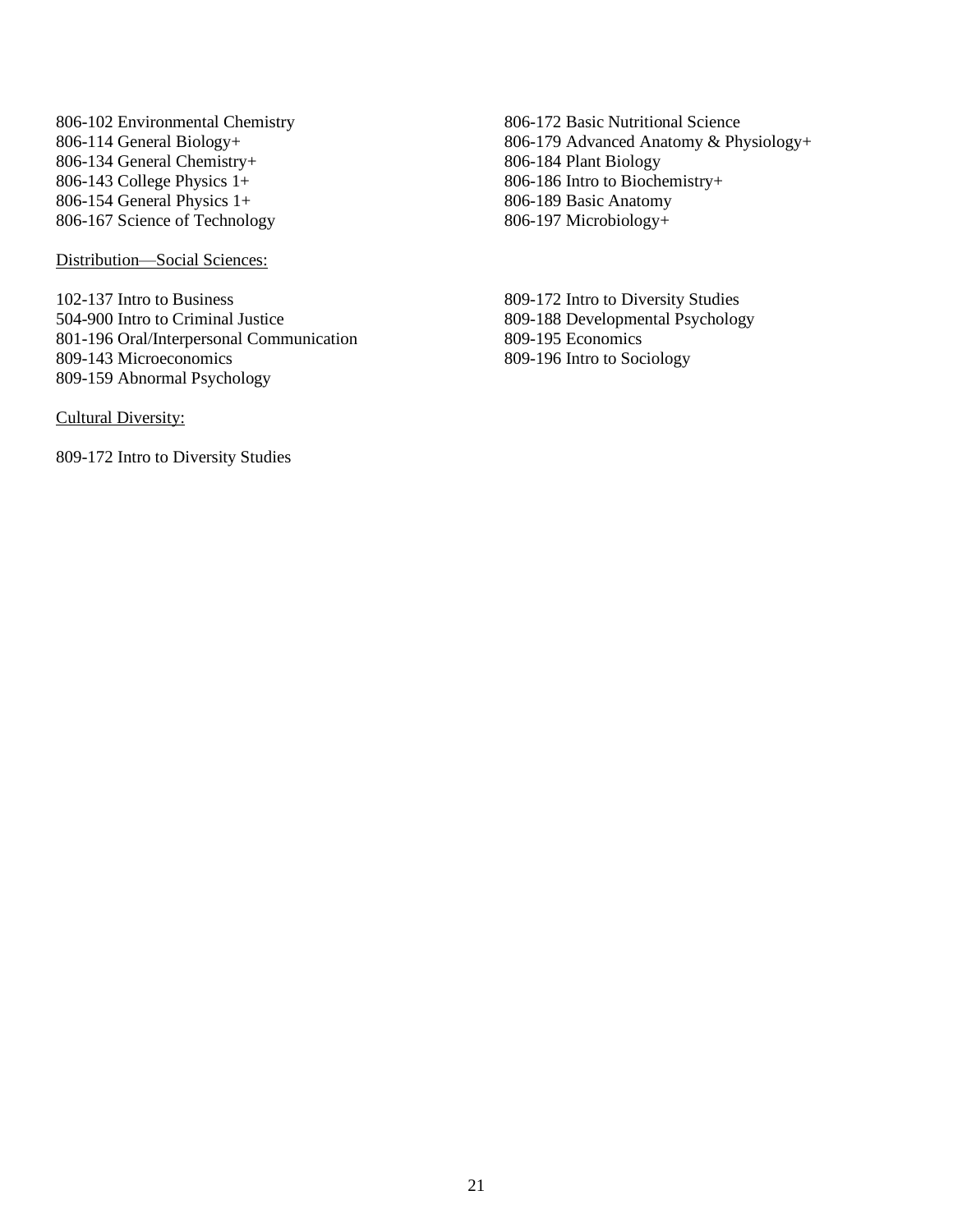806-102 Environmental Chemistry
806-114 General Biology+
806-134 General Chemistry+
806-143 College Physics 1+
806-154 General Physics 1+
806-167 Science of Technology
806-172 Basic Nutritional Science
806-179 Advanced Anatomy & Physiology+
806-184 Plant Biology
806-186 Intro to Biochemistry+
806-189 Basic Anatomy
806-197 Microbiology+

<u>Distribution—Social Sciences:</u>

102-137 Intro to Business
504-900 Intro to Criminal Justice
801-196 Oral/Interpersonal Communication
809-143 Microeconomics
809-159 Abnormal Psychology
809-172 Intro to Diversity Studies
809-188 Developmental Psychology
809-195 Economics
809-196 Intro to Sociology

<u>Cultural Diversity:</u>

809-172 Intro to Diversity Studies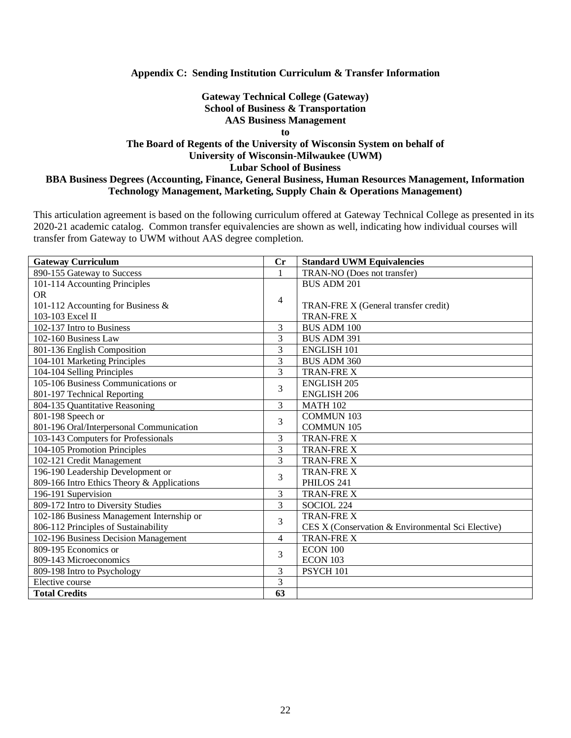**Appendix C: Sending Institution Curriculum & Transfer Information**

**Gateway Technical College (Gateway)**
**School of Business & Transportation**
**AAS Business Management**
**to**
**The Board of Regents of the University of Wisconsin System on behalf of**
**University of Wisconsin-Milwaukee (UWM)**
**Lubar School of Business**
**BBA Business Degrees (Accounting, Finance, General Business, Human Resources Management, Information Technology Management, Marketing, Supply Chain & Operations Management)**

This articulation agreement is based on the following curriculum offered at Gateway Technical College as presented in its 2020-21 academic catalog. Common transfer equivalencies are shown as well, indicating how individual courses will transfer from Gateway to UWM without AAS degree completion.

| **Gateway Curriculum** | **Cr** | **Standard UWM Equivalencies** |
|---|---|---|
| 890-155 Gateway to Success | 1 | TRAN-NO (Does not transfer) |
| 101-114 Accounting Principles<br>OR<br>101-112 Accounting for Business &<br>103-103 Excel II | 4 | BUS ADM 201<br><br>TRAN-FRE X (General transfer credit)<br>TRAN-FRE X |
| 102-137 Intro to Business | 3 | BUS ADM 100 |
| 102-160 Business Law | 3 | BUS ADM 391 |
| 801-136 English Composition | 3 | ENGLISH 101 |
| 104-101 Marketing Principles | 3 | BUS ADM 360 |
| 104-104 Selling Principles | 3 | TRAN-FRE X |
| 105-106 Business Communications or<br>801-197 Technical Reporting | 3 | ENGLISH 205<br>ENGLISH 206 |
| 804-135 Quantitative Reasoning | 3 | MATH 102 |
| 801-198 Speech or<br>801-196 Oral/Interpersonal Communication | 3 | COMMUN 103<br>COMMUN 105 |
| 103-143 Computers for Professionals | 3 | TRAN-FRE X |
| 104-105 Promotion Principles | 3 | TRAN-FRE X |
| 102-121 Credit Management | 3 | TRAN-FRE X |
| 196-190 Leadership Development or<br>809-166 Intro Ethics Theory & Applications | 3 | TRAN-FRE X<br>PHILOS 241 |
| 196-191 Supervision | 3 | TRAN-FRE X |
| 809-172 Intro to Diversity Studies | 3 | SOCIOL 224 |
| 102-186 Business Management Internship or<br>806-112 Principles of Sustainability | 3 | TRAN-FRE X<br>CES X (Conservation & Environmental Sci Elective) |
| 102-196 Business Decision Management | 4 | TRAN-FRE X |
| 809-195 Economics or<br>809-143 Microeconomics | 3 | ECON 100<br>ECON 103 |
| 809-198 Intro to Psychology | 3 | PSYCH 101 |
| Elective course | 3 | |
| **Total Credits** | **63** | |